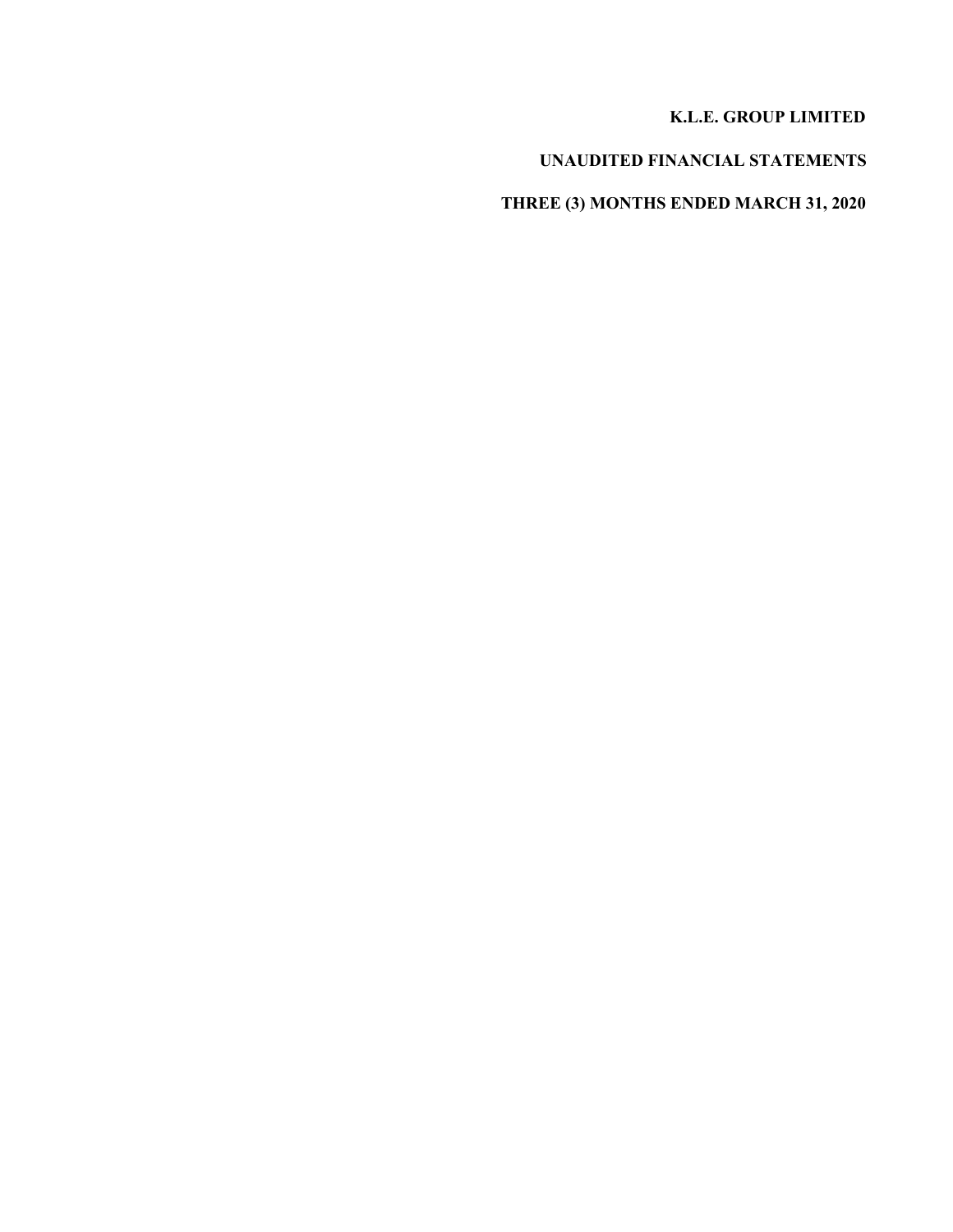# K.L.E. GROUP LIMITED

## UNAUDITED FINANCIAL STATEMENTS

## THREE (3) MONTHS ENDED MARCH 31, 2020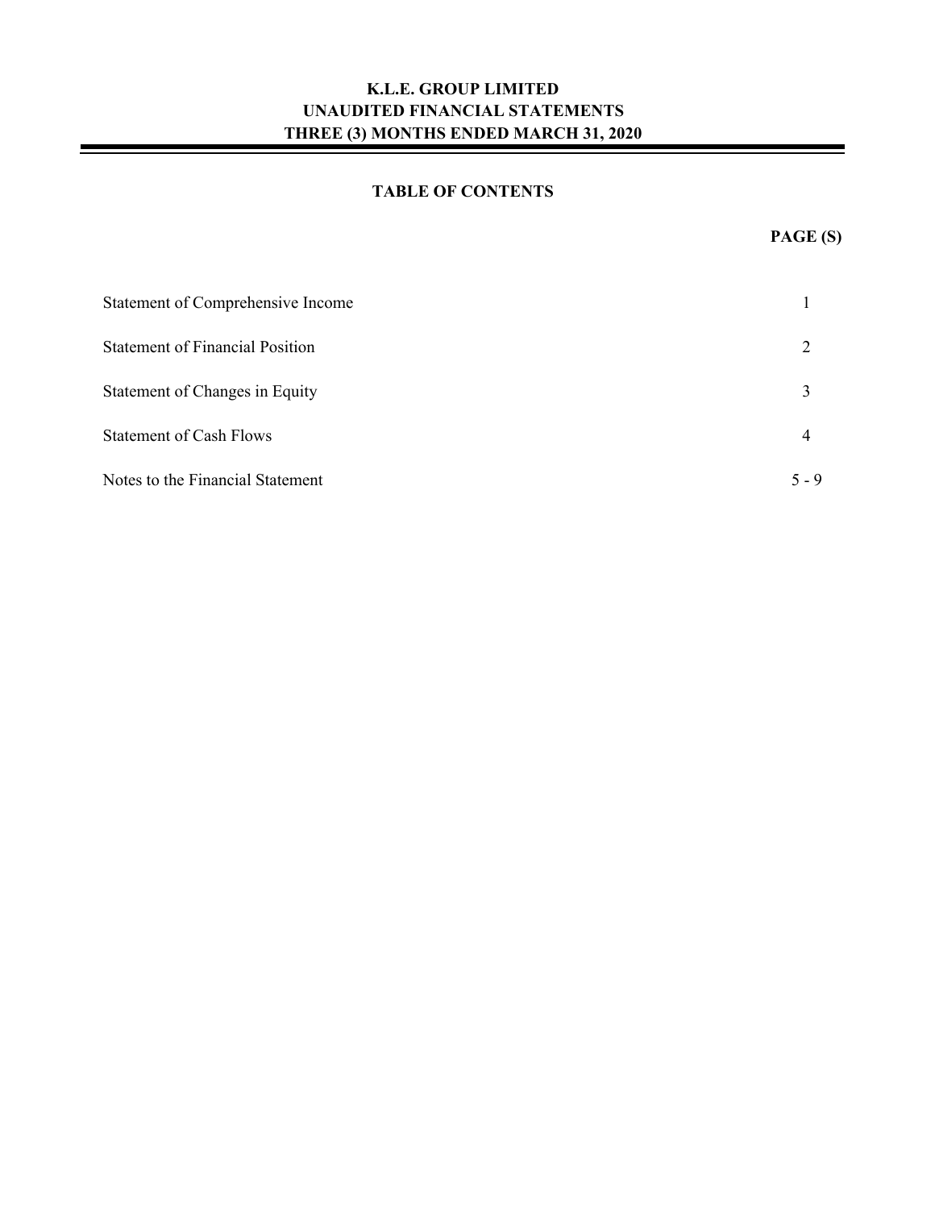**K.L.E. GROUP LIMITED**
**UNAUDITED FINANCIAL STATEMENTS**
**THREE (3) MONTHS ENDED MARCH 31, 2020**

## TABLE OF CONTENTS

| | PAGE (S) |
|---|---|
| Statement of Comprehensive Income | 1 |
| Statement of Financial Position | 2 |
| Statement of Changes in Equity | 3 |
| Statement of Cash Flows | 4 |
| Notes to the Financial Statement | 5 - 9 |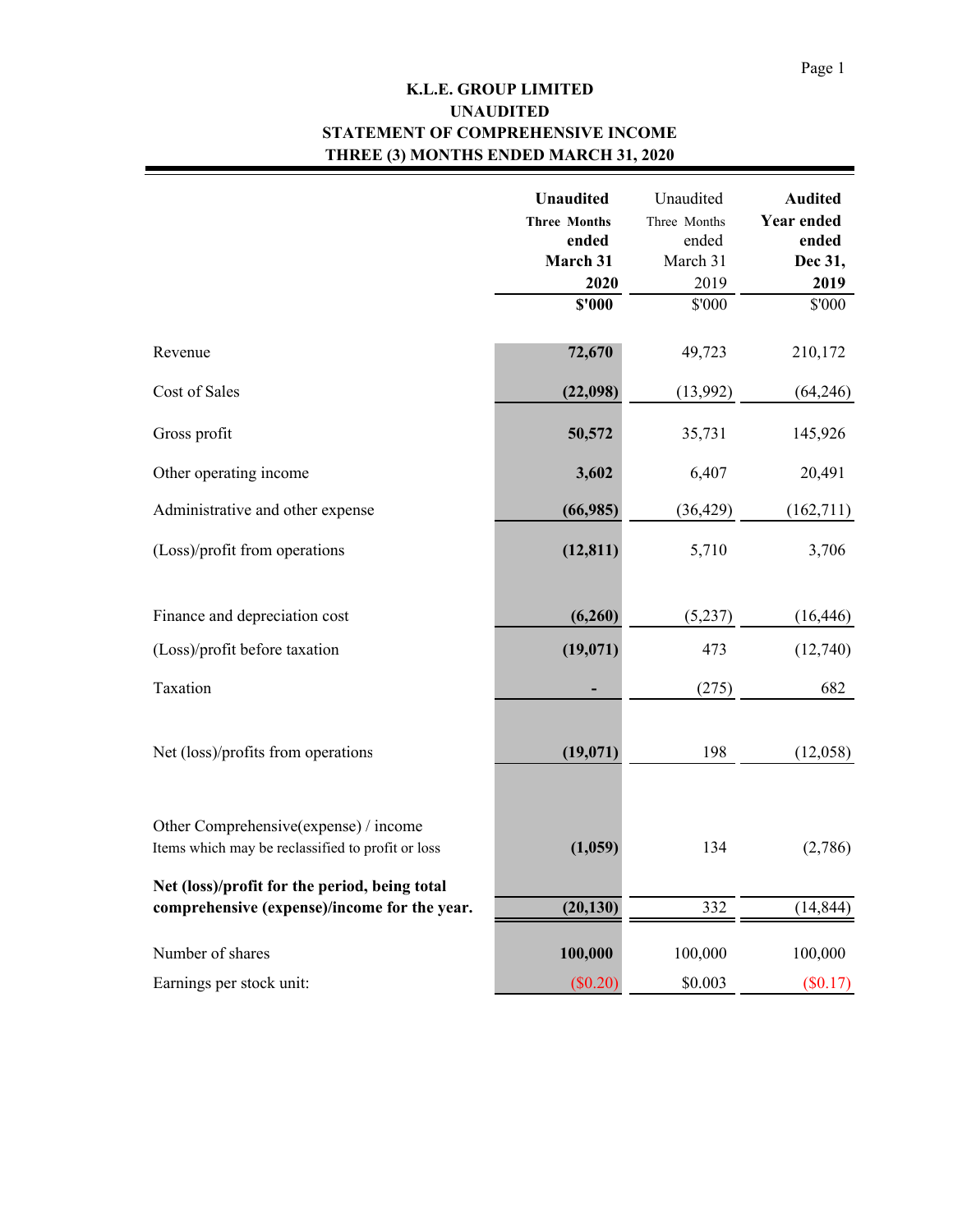**K.L.E. GROUP LIMITED**
**UNAUDITED**
**STATEMENT OF COMPREHENSIVE INCOME**
**THREE (3) MONTHS ENDED MARCH 31, 2020**

| | **Unaudited Three Months ended March 31 2020** | Unaudited Three Months ended March 31 2019 | **Audited Year ended ended Dec 31, 2019** |
|---|---|---|---|
| | **$'000** | $'000 | $'000 |
| Revenue | **72,670** | 49,723 | 210,172 |
| Cost of Sales | **(22,098)** | (13,992) | (64,246) |
| Gross profit | **50,572** | 35,731 | 145,926 |
| Other operating income | **3,602** | 6,407 | 20,491 |
| Administrative and other expense | **(66,985)** | (36,429) | (162,711) |
| (Loss)/profit from operations | **(12,811)** | 5,710 | 3,706 |
| Finance and depreciation cost | **(6,260)** | (5,237) | (16,446) |
| (Loss)/profit before taxation | **(19,071)** | 473 | (12,740) |
| Taxation | **-** | (275) | 682 |
| Net (loss)/profits from operations | **(19,071)** | 198 | (12,058) |
| Other Comprehensive(expense) / income<br>Items which may be reclassified to profit or loss | **(1,059)** | 134 | (2,786) |
| **Net (loss)/profit for the period, being total comprehensive (expense)/income for the year.** | **(20,130)** | 332 | (14,844) |
| Number of shares | **100,000** | 100,000 | 100,000 |
| Earnings per stock unit: | ($0.20) | $0.003 | ($0.17) |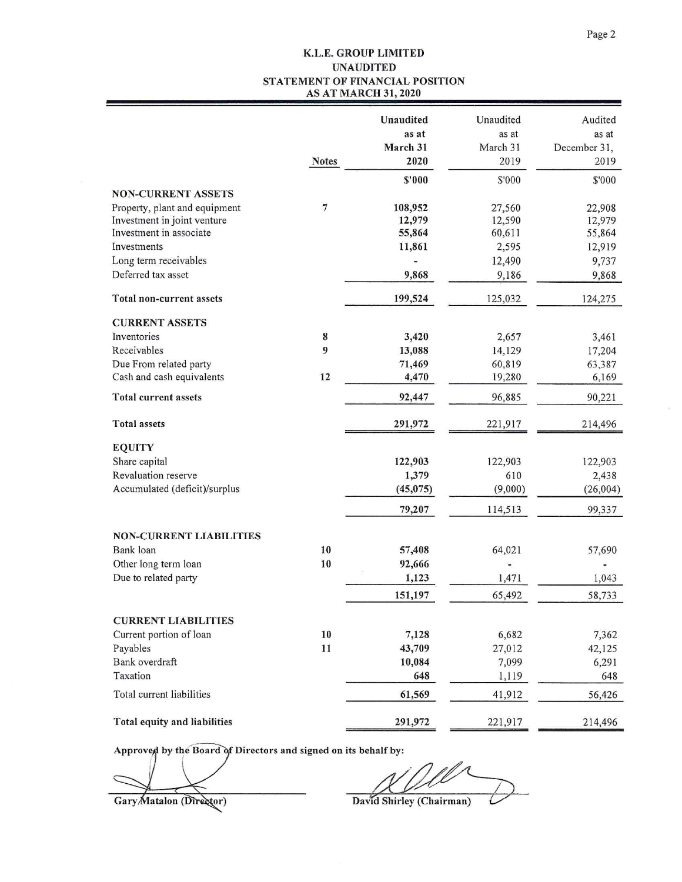# K.L.E. GROUP LIMITED
## UNAUDITED
## STATEMENT OF FINANCIAL POSITION
## AS AT MARCH 31, 2020

| | Notes | Unaudited as at March 31 2020 | Unaudited as at March 31 2019 | Audited as at December 31, 2019 |
|---|---|---|---|---|
| | | $'000 | $'000 | $'000 |
| **NON-CURRENT ASSETS** | | | | |
| Property, plant and equipment | 7 | 108,952 | 27,560 | 22,908 |
| Investment in joint venture | | 12,979 | 12,590 | 12,979 |
| Investment in associate | | 55,864 | 60,611 | 55,864 |
| Investments | | 11,861 | 2,595 | 12,919 |
| Long term receivables | | - | 12,490 | 9,737 |
| Deferred tax asset | | 9,868 | 9,186 | 9,868 |
| **Total non-current assets** | | 199,524 | 125,032 | 124,275 |
| **CURRENT ASSETS** | | | | |
| Inventories | 8 | 3,420 | 2,657 | 3,461 |
| Receivables | 9 | 13,088 | 14,129 | 17,204 |
| Due From related party | | 71,469 | 60,819 | 63,387 |
| Cash and cash equivalents | 12 | 4,470 | 19,280 | 6,169 |
| **Total current assets** | | 92,447 | 96,885 | 90,221 |
| **Total assets** | | 291,972 | 221,917 | 214,496 |
| **EQUITY** | | | | |
| Share capital | | 122,903 | 122,903 | 122,903 |
| Revaluation reserve | | 1,379 | 610 | 2,438 |
| Accumulated (deficit)/surplus | | (45,075) | (9,000) | (26,004) |
| | | 79,207 | 114,513 | 99,337 |
| **NON-CURRENT LIABILITIES** | | | | |
| Bank loan | 10 | 57,408 | 64,021 | 57,690 |
| Other long term loan | 10 | 92,666 | - | - |
| Due to related party | | 1,123 | 1,471 | 1,043 |
| | | 151,197 | 65,492 | 58,733 |
| **CURRENT LIABILITIES** | | | | |
| Current portion of loan | 10 | 7,128 | 6,682 | 7,362 |
| Payables | 11 | 43,709 | 27,012 | 42,125 |
| Bank overdraft | | 10,084 | 7,099 | 6,291 |
| Taxation | | 648 | 1,119 | 648 |
| Total current liabilities | | 61,569 | 41,912 | 56,426 |
| **Total equity and liabilities** | | 291,972 | 221,917 | 214,496 |

**Approved by the Board of Directors and signed on its behalf by:**

**Gary Matalon (Director)** **David Shirley (Chairman)**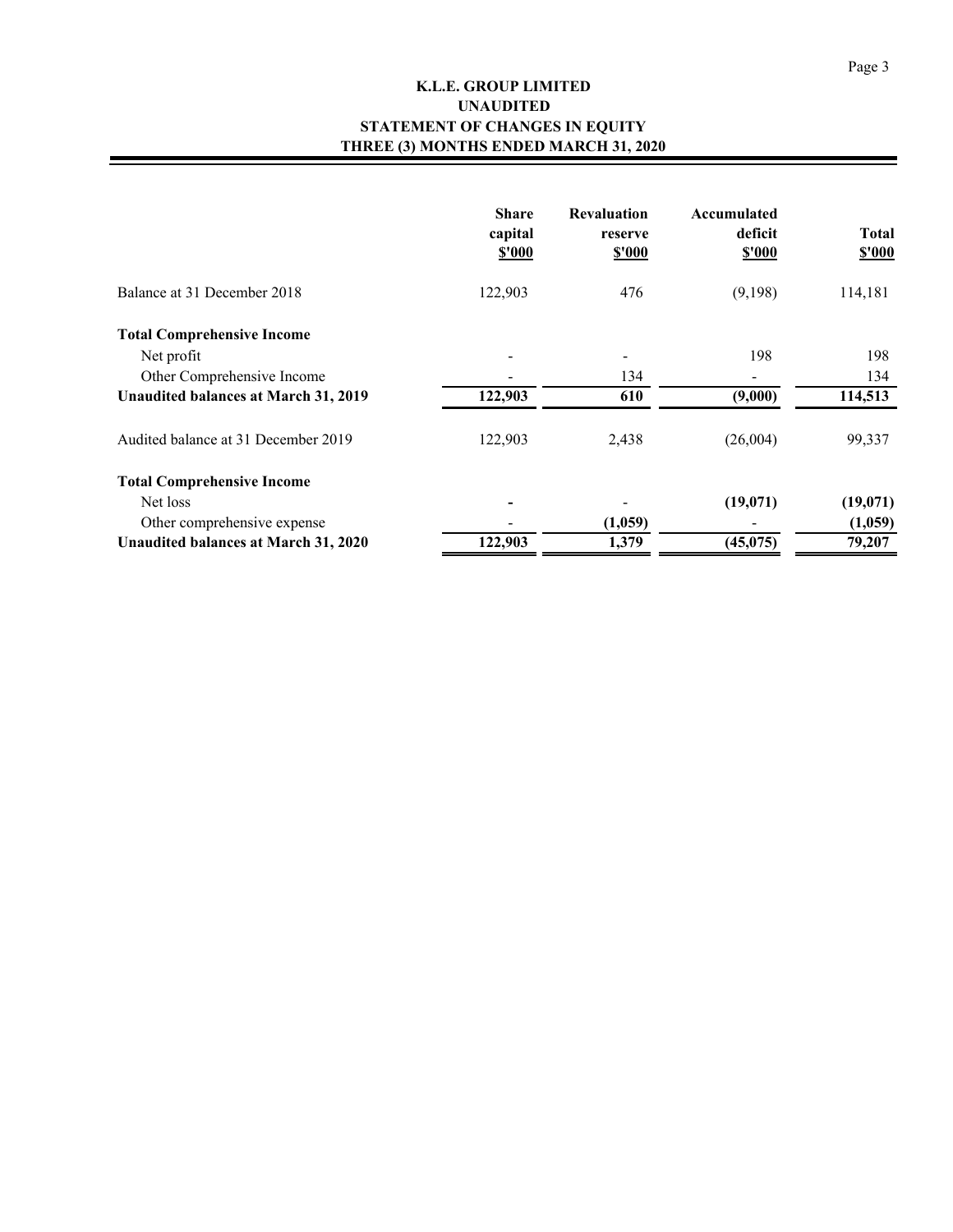# K.L.E. GROUP LIMITED
## UNAUDITED
## STATEMENT OF CHANGES IN EQUITY
## THREE (3) MONTHS ENDED MARCH 31, 2020

| | Share capital $'000 | Revaluation reserve $'000 | Accumulated deficit $'000 | Total $'000 |
|---|---|---|---|---|
| Balance at 31 December 2018 | 122,903 | 476 | (9,198) | 114,181 |
| **Total Comprehensive Income** | | | | |
| Net profit | - | - | 198 | 198 |
| Other Comprehensive Income | - | 134 | - | 134 |
| **Unaudited balances at March 31, 2019** | **122,903** | **610** | **(9,000)** | **114,513** |
| Audited balance at 31 December 2019 | 122,903 | 2,438 | (26,004) | 99,337 |
| **Total Comprehensive Income** | | | | |
| Net loss | **-** | - | **(19,071)** | **(19,071)** |
| Other comprehensive expense | - | **(1,059)** | - | **(1,059)** |
| **Unaudited balances at March 31, 2020** | **122,903** | **1,379** | **(45,075)** | **79,207** |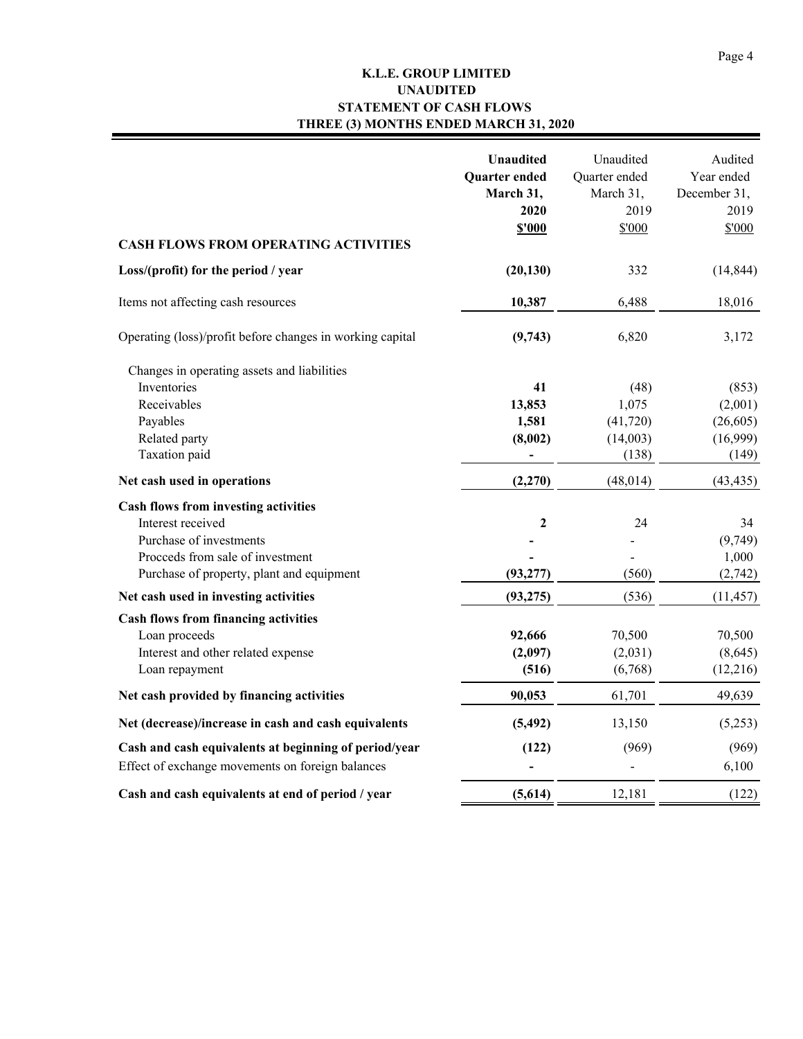**K.L.E. GROUP LIMITED**
**UNAUDITED**
**STATEMENT OF CASH FLOWS**
**THREE (3) MONTHS ENDED MARCH 31, 2020**

| | **Unaudited Quarter ended March 31, 2020 $'000** | Unaudited Quarter ended March 31, 2019 $'000 | Audited Year ended December 31, 2019 $'000 |
|---|---|---|---|
| **CASH FLOWS FROM OPERATING ACTIVITIES** | | | |
| **Loss/(profit) for the period / year** | **(20,130)** | 332 | (14,844) |
| Items not affecting cash resources | **10,387** | 6,488 | 18,016 |
| Operating (loss)/profit before changes in working capital | **(9,743)** | 6,820 | 3,172 |
| Changes in operating assets and liabilities | | | |
| Inventories | **41** | (48) | (853) |
| Receivables | **13,853** | 1,075 | (2,001) |
| Payables | **1,581** | (41,720) | (26,605) |
| Related party | **(8,002)** | (14,003) | (16,999) |
| Taxation paid | **-** | (138) | (149) |
| **Net cash used in operations** | **(2,270)** | (48,014) | (43,435) |
| **Cash flows from investing activities** | | | |
| Interest received | **2** | 24 | 34 |
| Purchase of investments | **-** | - | (9,749) |
| Procceds from sale of investment | **-** | - | 1,000 |
| Purchase of property, plant and equipment | **(93,277)** | (560) | (2,742) |
| **Net cash used in investing activities** | **(93,275)** | (536) | (11,457) |
| **Cash flows from financing activities** | | | |
| Loan proceeds | **92,666** | 70,500 | 70,500 |
| Interest and other related expense | **(2,097)** | (2,031) | (8,645) |
| Loan repayment | **(516)** | (6,768) | (12,216) |
| **Net cash provided by financing activities** | **90,053** | 61,701 | 49,639 |
| **Net (decrease)/increase in cash and cash equivalents** | **(5,492)** | 13,150 | (5,253) |
| **Cash and cash equivalents at beginning of period/year** | **(122)** | (969) | (969) |
| Effect of exchange movements on foreign balances | **-** | - | 6,100 |
| **Cash and cash equivalents at end of period / year** | **(5,614)** | 12,181 | (122) |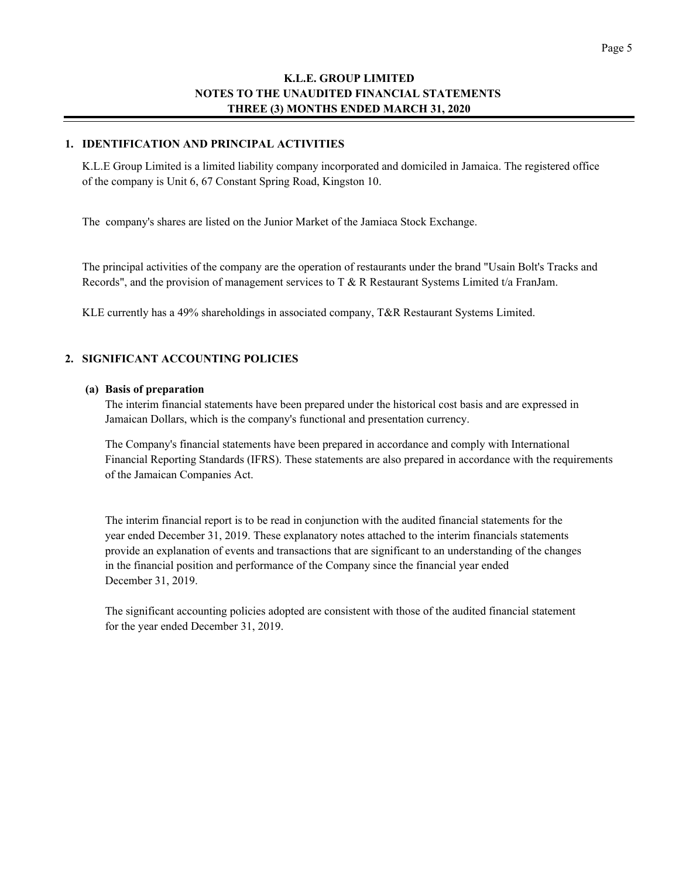# K.L.E. GROUP LIMITED
## NOTES TO THE UNAUDITED FINANCIAL STATEMENTS
## THREE (3) MONTHS ENDED MARCH 31, 2020

### 1. IDENTIFICATION AND PRINCIPAL ACTIVITIES

K.L.E Group Limited is a limited liability company incorporated and domiciled in Jamaica. The registered office of the company is Unit 6, 67 Constant Spring Road, Kingston 10.

The company's shares are listed on the Junior Market of the Jamiaca Stock Exchange.

The principal activities of the company are the operation of restaurants under the brand "Usain Bolt's Tracks and Records", and the provision of management services to T & R Restaurant Systems Limited t/a FranJam.

KLE currently has a 49% shareholdings in associated company, T&R Restaurant Systems Limited.

### 2. SIGNIFICANT ACCOUNTING POLICIES

**(a) Basis of preparation**

The interim financial statements have been prepared under the historical cost basis and are expressed in Jamaican Dollars, which is the company's functional and presentation currency.

The Company's financial statements have been prepared in accordance and comply with International Financial Reporting Standards (IFRS). These statements are also prepared in accordance with the requirements of the Jamaican Companies Act.

The interim financial report is to be read in conjunction with the audited financial statements for the year ended December 31, 2019. These explanatory notes attached to the interim financials statements provide an explanation of events and transactions that are significant to an understanding of the changes in the financial position and performance of the Company since the financial year ended December 31, 2019.

The significant accounting policies adopted are consistent with those of the audited financial statement for the year ended December 31, 2019.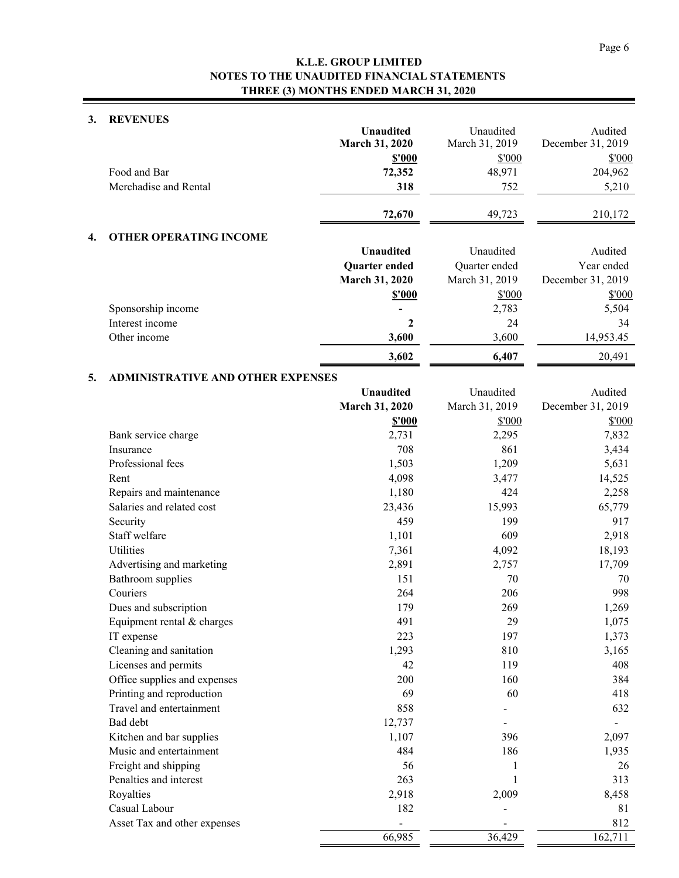**K.L.E. GROUP LIMITED**
**NOTES TO THE UNAUDITED FINANCIAL STATEMENTS**
**THREE (3) MONTHS ENDED MARCH 31, 2020**

## 3. REVENUES

| | **Unaudited March 31, 2020** | Unaudited March 31, 2019 | Audited December 31, 2019 |
|---|---|---|---|
| | **$'000** | $'000 | $'000 |
| Food and Bar | **72,352** | 48,971 | 204,962 |
| Merchandise and Rental | **318** | 752 | 5,210 |
| | **72,670** | 49,723 | 210,172 |

## 4. OTHER OPERATING INCOME

| | **Unaudited Quarter ended March 31, 2020** | Unaudited Quarter ended March 31, 2019 | Audited Year ended December 31, 2019 |
|---|---|---|---|
| | **$'000** | $'000 | $'000 |
| Sponsorship income | **-** | 2,783 | 5,504 |
| Interest income | **2** | 24 | 34 |
| Other income | **3,600** | 3,600 | 14,953.45 |
| | **3,602** | **6,407** | 20,491 |

## 5. ADMINISTRATIVE AND OTHER EXPENSES

| | **Unaudited March 31, 2020** | Unaudited March 31, 2019 | Audited December 31, 2019 |
|---|---|---|---|
| | **$'000** | $'000 | $'000 |
| Bank service charge | 2,731 | 2,295 | 7,832 |
| Insurance | 708 | 861 | 3,434 |
| Professional fees | 1,503 | 1,209 | 5,631 |
| Rent | 4,098 | 3,477 | 14,525 |
| Repairs and maintenance | 1,180 | 424 | 2,258 |
| Salaries and related cost | 23,436 | 15,993 | 65,779 |
| Security | 459 | 199 | 917 |
| Staff welfare | 1,101 | 609 | 2,918 |
| Utilities | 7,361 | 4,092 | 18,193 |
| Advertising and marketing | 2,891 | 2,757 | 17,709 |
| Bathroom supplies | 151 | 70 | 70 |
| Couriers | 264 | 206 | 998 |
| Dues and subscription | 179 | 269 | 1,269 |
| Equipment rental & charges | 491 | 29 | 1,075 |
| IT expense | 223 | 197 | 1,373 |
| Cleaning and sanitation | 1,293 | 810 | 3,165 |
| Licenses and permits | 42 | 119 | 408 |
| Office supplies and expenses | 200 | 160 | 384 |
| Printing and reproduction | 69 | 60 | 418 |
| Travel and entertainment | 858 | - | 632 |
| Bad debt | 12,737 | - | - |
| Kitchen and bar supplies | 1,107 | 396 | 2,097 |
| Music and entertainment | 484 | 186 | 1,935 |
| Freight and shipping | 56 | 1 | 26 |
| Penalties and interest | 263 | 1 | 313 |
| Royalties | 2,918 | 2,009 | 8,458 |
| Casual Labour | 182 | - | 81 |
| Asset Tax and other expenses | - | - | 812 |
| | 66,985 | 36,429 | 162,711 |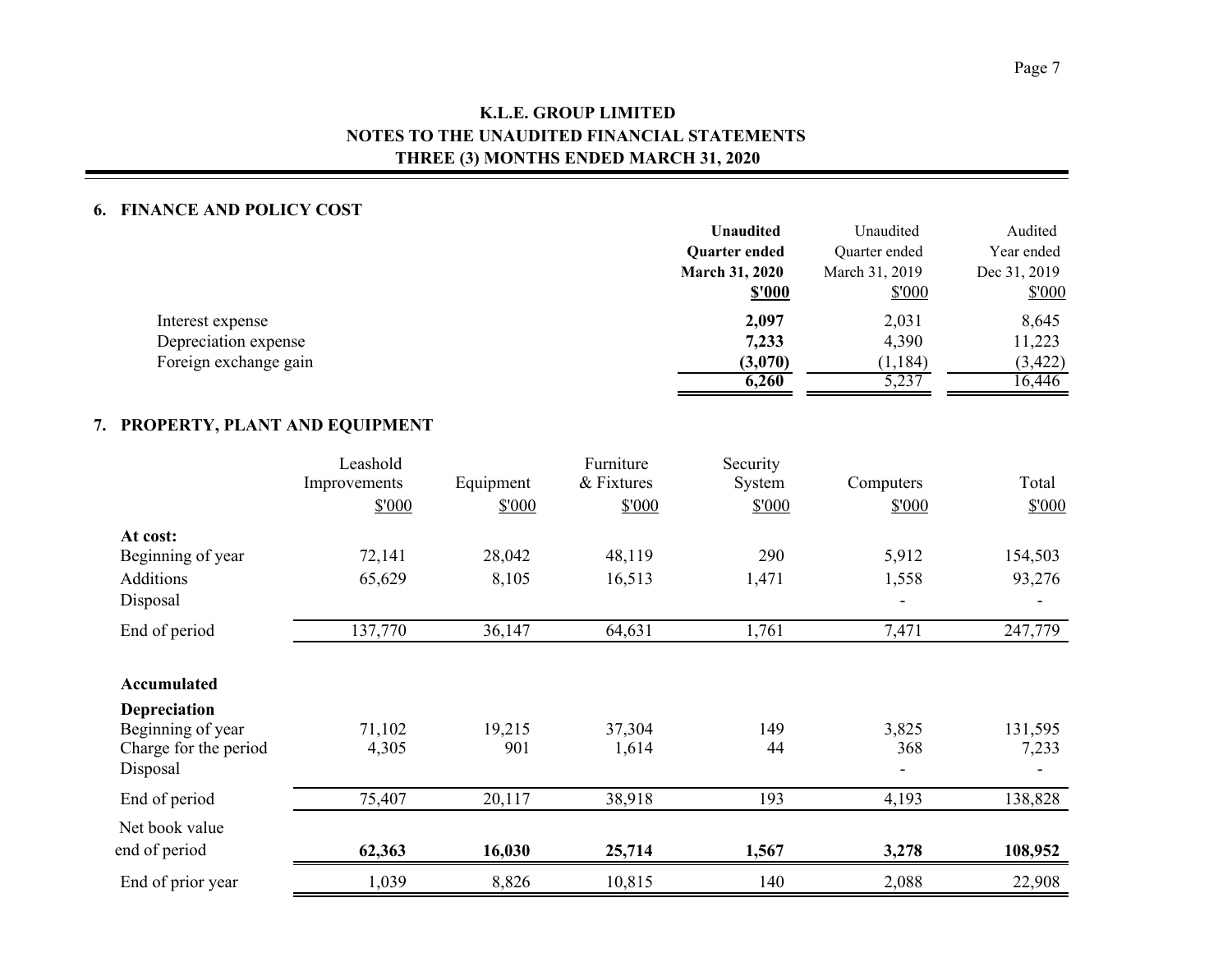# K.L.E. GROUP LIMITED
## NOTES TO THE UNAUDITED FINANCIAL STATEMENTS
## THREE (3) MONTHS ENDED MARCH 31, 2020

### 6. FINANCE AND POLICY COST

| | **Unaudited Quarter ended March 31, 2020 $'000** | Unaudited Quarter ended March 31, 2019 $'000 | Audited Year ended Dec 31, 2019 $'000 |
|---|---|---|---|
| Interest expense | **2,097** | 2,031 | 8,645 |
| Depreciation expense | **7,233** | 4,390 | 11,223 |
| Foreign exchange gain | **(3,070)** | (1,184) | (3,422) |
| | **6,260** | 5,237 | 16,446 |

### 7. PROPERTY, PLANT AND EQUIPMENT

| | Leashold Improvements $'000 | Equipment $'000 | Furniture & Fixtures $'000 | Security System $'000 | Computers $'000 | Total $'000 |
|---|---|---|---|---|---|---|
| **At cost:** | | | | | | |
| Beginning of year | 72,141 | 28,042 | 48,119 | 290 | 5,912 | 154,503 |
| Additions | 65,629 | 8,105 | 16,513 | 1,471 | 1,558 | 93,276 |
| Disposal | | | | | - | - |
| End of period | 137,770 | 36,147 | 64,631 | 1,761 | 7,471 | 247,779 |
| **Accumulated Depreciation** | | | | | | |
| Beginning of year | 71,102 | 19,215 | 37,304 | 149 | 3,825 | 131,595 |
| Charge for the period | 4,305 | 901 | 1,614 | 44 | 368 | 7,233 |
| Disposal | | | | | - | - |
| End of period | 75,407 | 20,117 | 38,918 | 193 | 4,193 | 138,828 |
| Net book value end of period | **62,363** | **16,030** | **25,714** | **1,567** | **3,278** | **108,952** |
| End of prior year | 1,039 | 8,826 | 10,815 | 140 | 2,088 | 22,908 |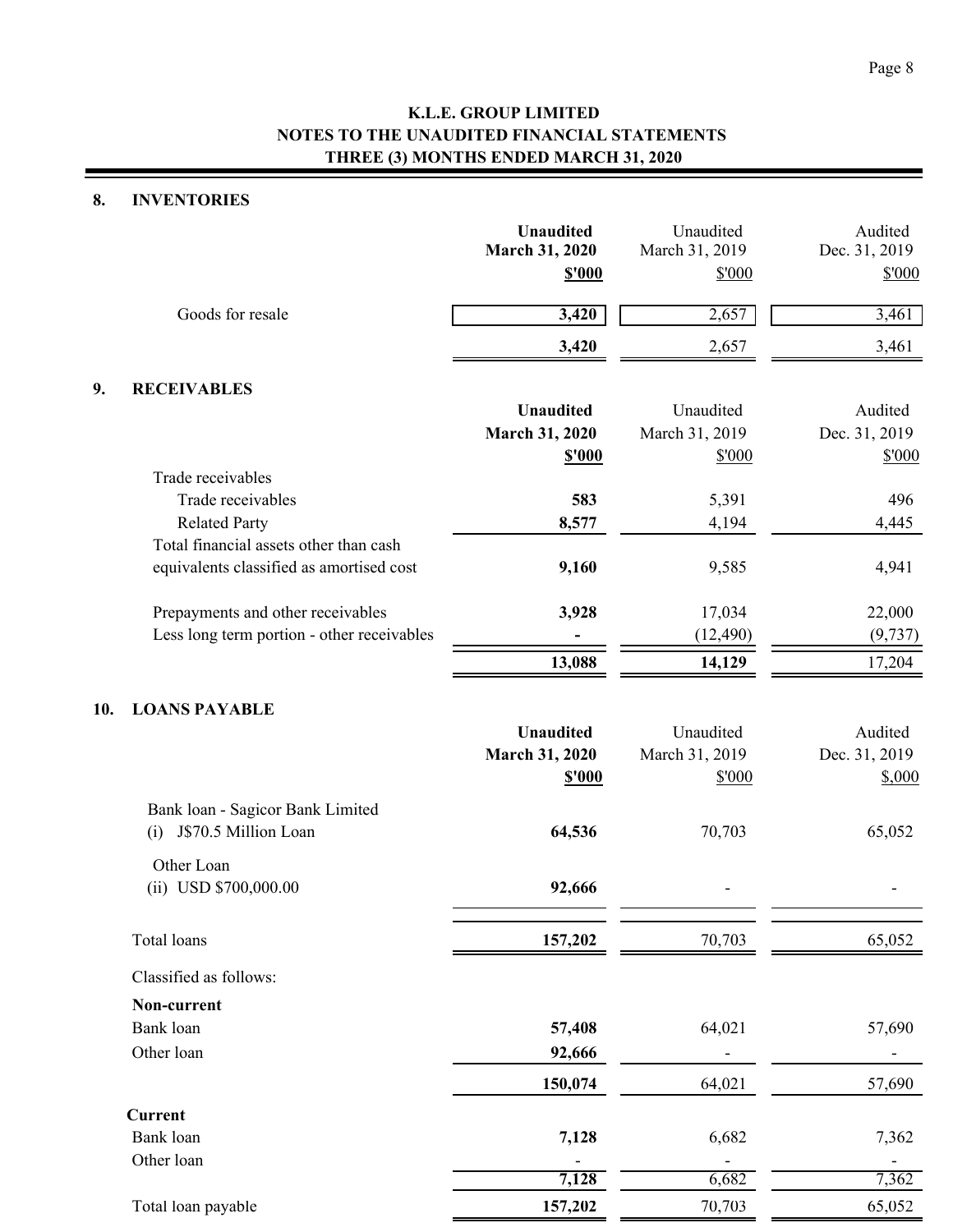**K.L.E. GROUP LIMITED**
**NOTES TO THE UNAUDITED FINANCIAL STATEMENTS**
**THREE (3) MONTHS ENDED MARCH 31, 2020**

## 8. INVENTORIES

| | **Unaudited March 31, 2020 $'000** | Unaudited March 31, 2019 $'000 | Audited Dec. 31, 2019 $'000 |
|---|---|---|---|
| Goods for resale | **3,420** | 2,657 | 3,461 |
| | **3,420** | 2,657 | 3,461 |

## 9. RECEIVABLES

| | **Unaudited March 31, 2020 $'000** | Unaudited March 31, 2019 $'000 | Audited Dec. 31, 2019 $'000 |
|---|---|---|---|
| Trade receivables | | | |
| Trade receivables | **583** | 5,391 | 496 |
| Related Party | **8,577** | 4,194 | 4,445 |
| Total financial assets other than cash equivalents classified as amortised cost | **9,160** | 9,585 | 4,941 |
| Prepayments and other receivables | **3,928** | 17,034 | 22,000 |
| Less long term portion - other receivables | **-** | (12,490) | (9,737) |
| | **13,088** | **14,129** | 17,204 |

## 10. LOANS PAYABLE

| | **Unaudited March 31, 2020 $'000** | Unaudited March 31, 2019 $'000 | Audited Dec. 31, 2019 $,000 |
|---|---|---|---|
| Bank loan - Sagicor Bank Limited | | | |
| (i) J$70.5 Million Loan | **64,536** | 70,703 | 65,052 |
| Other Loan | | | |
| (ii) USD $700,000.00 | **92,666** | - | - |
| Total loans | **157,202** | 70,703 | 65,052 |
| Classified as follows: | | | |
| **Non-current** | | | |
| Bank loan | **57,408** | 64,021 | 57,690 |
| Other loan | **92,666** | - | - |
| | **150,074** | 64,021 | 57,690 |
| **Current** | | | |
| Bank loan | **7,128** | 6,682 | 7,362 |
| Other loan | - | - | - |
| | **7,128** | 6,682 | 7,362 |
| Total loan payable | **157,202** | 70,703 | 65,052 |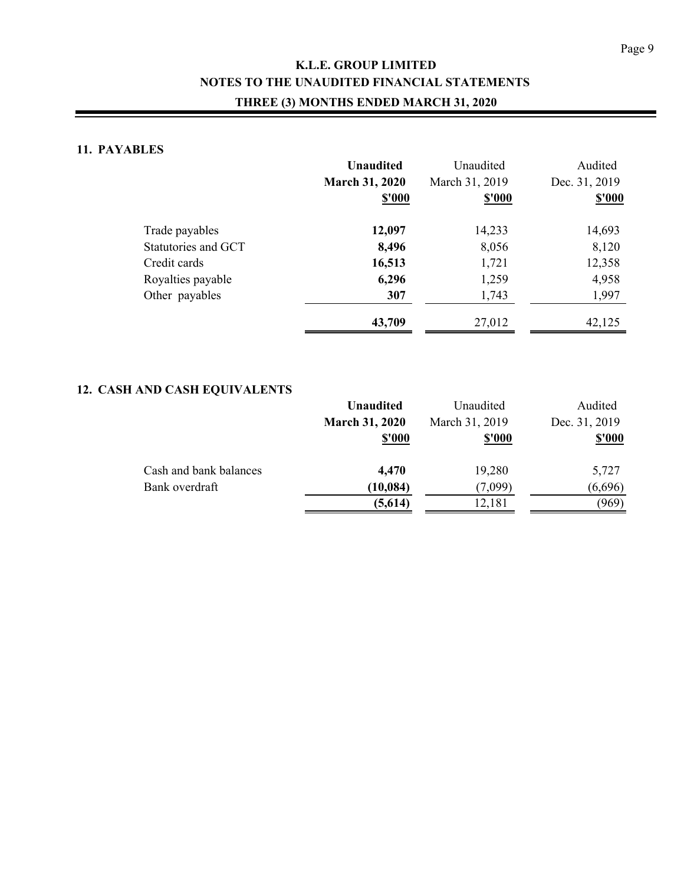# K.L.E. GROUP LIMITED
## NOTES TO THE UNAUDITED FINANCIAL STATEMENTS
## THREE (3) MONTHS ENDED MARCH 31, 2020

### 11. PAYABLES

| | **Unaudited March 31, 2020 $'000** | Unaudited March 31, 2019 $'000 | Audited Dec. 31, 2019 $'000 |
|---|---|---|---|
| Trade payables | **12,097** | 14,233 | 14,693 |
| Statutories and GCT | **8,496** | 8,056 | 8,120 |
| Credit cards | **16,513** | 1,721 | 12,358 |
| Royalties payable | **6,296** | 1,259 | 4,958 |
| Other payables | **307** | 1,743 | 1,997 |
| | **43,709** | 27,012 | 42,125 |

### 12. CASH AND CASH EQUIVALENTS

| | **Unaudited March 31, 2020 $'000** | Unaudited March 31, 2019 $'000 | Audited Dec. 31, 2019 $'000 |
|---|---|---|---|
| Cash and bank balances | **4,470** | 19,280 | 5,727 |
| Bank overdraft | **(10,084)** | (7,099) | (6,696) |
| | **(5,614)** | 12,181 | (969) |